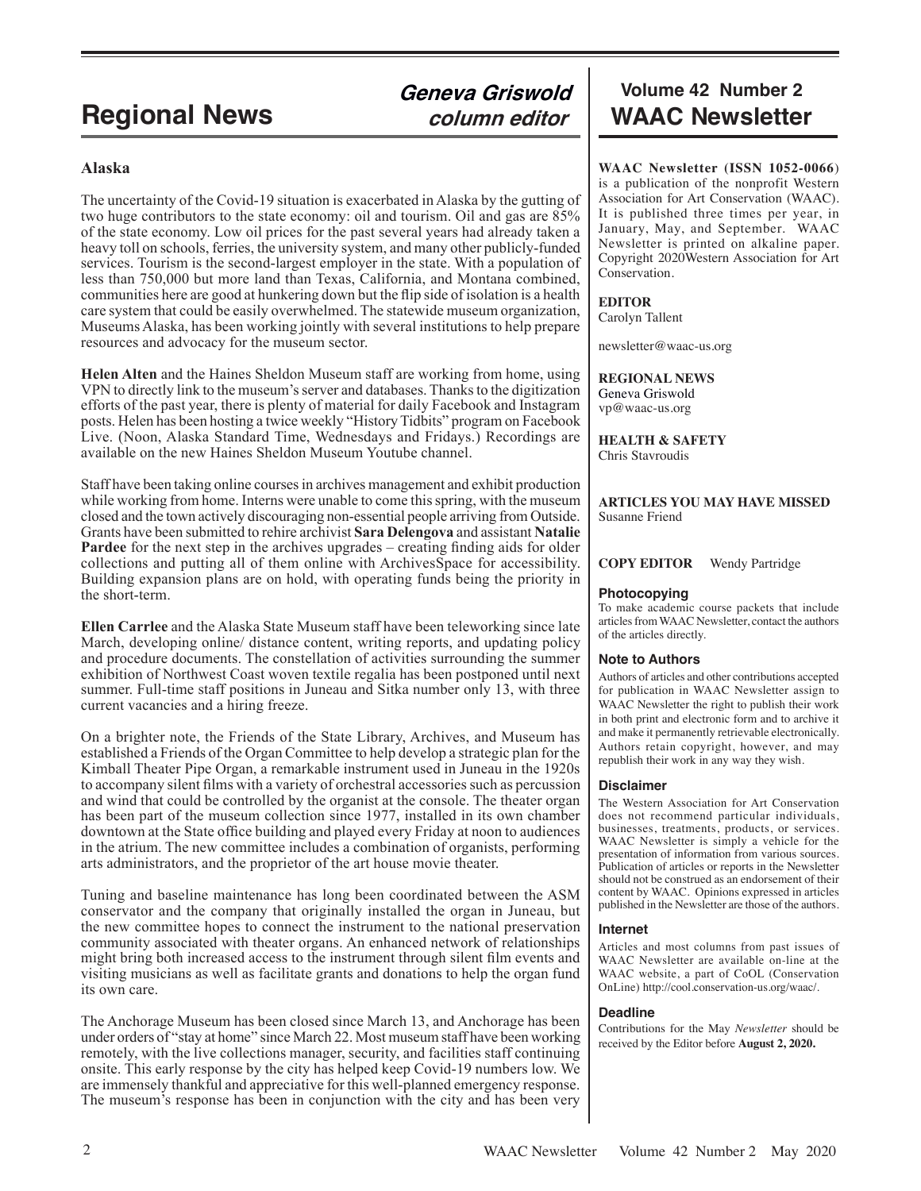# Regional News

*Geneva Griswold*
*column editor*

## Alaska

The uncertainty of the Covid-19 situation is exacerbated in Alaska by the gutting of two huge contributors to the state economy: oil and tourism. Oil and gas are 85% of the state economy. Low oil prices for the past several years had already taken a heavy toll on schools, ferries, the university system, and many other publicly-funded services. Tourism is the second-largest employer in the state. With a population of less than 750,000 but more land than Texas, California, and Montana combined, communities here are good at hunkering down but the flip side of isolation is a health care system that could be easily overwhelmed. The statewide museum organization, Museums Alaska, has been working jointly with several institutions to help prepare resources and advocacy for the museum sector.

**Helen Alten** and the Haines Sheldon Museum staff are working from home, using VPN to directly link to the museum's server and databases. Thanks to the digitization efforts of the past year, there is plenty of material for daily Facebook and Instagram posts. Helen has been hosting a twice weekly "History Tidbits" program on Facebook Live. (Noon, Alaska Standard Time, Wednesdays and Fridays.) Recordings are available on the new Haines Sheldon Museum Youtube channel.

Staff have been taking online courses in archives management and exhibit production while working from home. Interns were unable to come this spring, with the museum closed and the town actively discouraging non-essential people arriving from Outside. Grants have been submitted to rehire archivist **Sara Delengova** and assistant **Natalie Pardee** for the next step in the archives upgrades – creating finding aids for older collections and putting all of them online with ArchivesSpace for accessibility. Building expansion plans are on hold, with operating funds being the priority in the short-term.

**Ellen Carrlee** and the Alaska State Museum staff have been teleworking since late March, developing online/ distance content, writing reports, and updating policy and procedure documents. The constellation of activities surrounding the summer exhibition of Northwest Coast woven textile regalia has been postponed until next summer. Full-time staff positions in Juneau and Sitka number only 13, with three current vacancies and a hiring freeze.

On a brighter note, the Friends of the State Library, Archives, and Museum has established a Friends of the Organ Committee to help develop a strategic plan for the Kimball Theater Pipe Organ, a remarkable instrument used in Juneau in the 1920s to accompany silent films with a variety of orchestral accessories such as percussion and wind that could be controlled by the organist at the console. The theater organ has been part of the museum collection since 1977, installed in its own chamber downtown at the State office building and played every Friday at noon to audiences in the atrium. The new committee includes a combination of organists, performing arts administrators, and the proprietor of the art house movie theater.

Tuning and baseline maintenance has long been coordinated between the ASM conservator and the company that originally installed the organ in Juneau, but the new committee hopes to connect the instrument to the national preservation community associated with theater organs. An enhanced network of relationships might bring both increased access to the instrument through silent film events and visiting musicians as well as facilitate grants and donations to help the organ fund its own care.

The Anchorage Museum has been closed since March 13, and Anchorage has been under orders of "stay at home" since March 22. Most museum staff have been working remotely, with the live collections manager, security, and facilities staff continuing onsite. This early response by the city has helped keep Covid-19 numbers low. We are immensely thankful and appreciative for this well-planned emergency response. The museum's response has been in conjunction with the city and has been very

---

## Volume 42 Number 2
## WAAC Newsletter

**WAAC Newsletter (ISSN 1052-0066)** is a publication of the nonprofit Western Association for Art Conservation (WAAC). It is published three times per year, in January, May, and September. WAAC Newsletter is printed on alkaline paper. Copyright 2020Western Association for Art Conservation.

**EDITOR**
Carolyn Tallent

newsletter@waac-us.org

**REGIONAL NEWS**
Geneva Griswold
vp@waac-us.org

**HEALTH & SAFETY**
Chris Stavroudis

**ARTICLES YOU MAY HAVE MISSED**
Susanne Friend

**COPY EDITOR** Wendy Partridge

**Photocopying**

To make academic course packets that include articles from WAAC Newsletter, contact the authors of the articles directly.

**Note to Authors**

Authors of articles and other contributions accepted for publication in WAAC Newsletter assign to WAAC Newsletter the right to publish their work in both print and electronic form and to archive it and make it permanently retrievable electronically. Authors retain copyright, however, and may republish their work in any way they wish.

**Disclaimer**

The Western Association for Art Conservation does not recommend particular individuals, businesses, treatments, products, or services. WAAC Newsletter is simply a vehicle for the presentation of information from various sources. Publication of articles or reports in the Newsletter should not be construed as an endorsement of their content by WAAC. Opinions expressed in articles published in the Newsletter are those of the authors.

**Internet**

Articles and most columns from past issues of WAAC Newsletter are available on-line at the WAAC website, a part of CoOL (Conservation OnLine) http://cool.conservation-us.org/waac/.

**Deadline**

Contributions for the May *Newsletter* should be received by the Editor before **August 2, 2020.**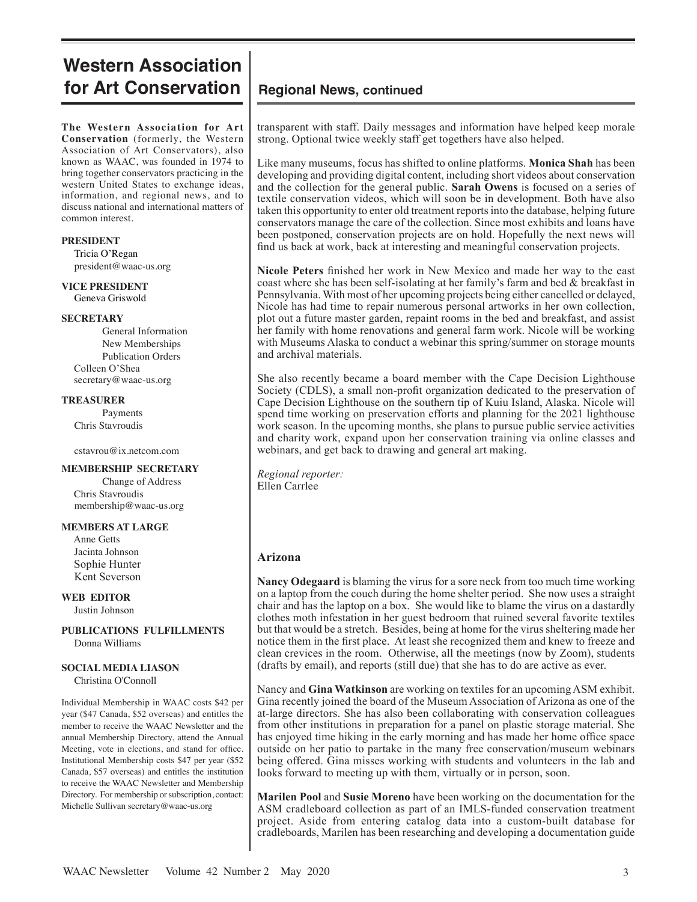# Western Association for Art Conservation

**The Western Association for Art Conservation** (formerly, the Western Association of Art Conservators), also known as WAAC, was founded in 1974 to bring together conservators practicing in the western United States to exchange ideas, information, and regional news, and to discuss national and international matters of common interest.

**PRESIDENT**
Tricia O'Regan
president@waac-us.org

**VICE PRESIDENT**
Geneva Griswold

**SECRETARY**
General Information
New Memberships
Publication Orders
Colleen O'Shea
secretary@waac-us.org

**TREASURER**
Payments
Chris Stavroudis

cstavrou@ix.netcom.com

**MEMBERSHIP SECRETARY**
Change of Address
Chris Stavroudis
membership@waac-us.org

**MEMBERS AT LARGE**
Anne Getts
Jacinta Johnson
Sophie Hunter
Kent Severson

**WEB EDITOR**
Justin Johnson

**PUBLICATIONS FULFILLMENTS**
Donna Williams

**SOCIAL MEDIA LIASON**
Christina O'Connoll

Individual Membership in WAAC costs $42 per year ($47 Canada, $52 overseas) and entitles the member to receive the WAAC Newsletter and the annual Membership Directory, attend the Annual Meeting, vote in elections, and stand for office. Institutional Membership costs $47 per year ($52 Canada, $57 overseas) and entitles the institution to receive the WAAC Newsletter and Membership Directory. For membership or subscription, contact: Michelle Sullivan secretary@waac-us.org

## Regional News, continued

transparent with staff. Daily messages and information have helped keep morale strong. Optional twice weekly staff get togethers have also helped.

Like many museums, focus has shifted to online platforms. **Monica Shah** has been developing and providing digital content, including short videos about conservation and the collection for the general public. **Sarah Owens** is focused on a series of textile conservation videos, which will soon be in development. Both have also taken this opportunity to enter old treatment reports into the database, helping future conservators manage the care of the collection. Since most exhibits and loans have been postponed, conservation projects are on hold. Hopefully the next news will find us back at work, back at interesting and meaningful conservation projects.

**Nicole Peters** finished her work in New Mexico and made her way to the east coast where she has been self-isolating at her family's farm and bed & breakfast in Pennsylvania. With most of her upcoming projects being either cancelled or delayed, Nicole has had time to repair numerous personal artworks in her own collection, plot out a future master garden, repaint rooms in the bed and breakfast, and assist her family with home renovations and general farm work. Nicole will be working with Museums Alaska to conduct a webinar this spring/summer on storage mounts and archival materials.

She also recently became a board member with the Cape Decision Lighthouse Society (CDLS), a small non-profit organization dedicated to the preservation of Cape Decision Lighthouse on the southern tip of Kuiu Island, Alaska. Nicole will spend time working on preservation efforts and planning for the 2021 lighthouse work season. In the upcoming months, she plans to pursue public service activities and charity work, expand upon her conservation training via online classes and webinars, and get back to drawing and general art making.

*Regional reporter:*
Ellen Carrlee

### Arizona

**Nancy Odegaard** is blaming the virus for a sore neck from too much time working on a laptop from the couch during the home shelter period. She now uses a straight chair and has the laptop on a box. She would like to blame the virus on a dastardly clothes moth infestation in her guest bedroom that ruined several favorite textiles but that would be a stretch. Besides, being at home for the virus sheltering made her notice them in the first place. At least she recognized them and knew to freeze and clean crevices in the room. Otherwise, all the meetings (now by Zoom), students (drafts by email), and reports (still due) that she has to do are active as ever.

Nancy and **Gina Watkinson** are working on textiles for an upcoming ASM exhibit. Gina recently joined the board of the Museum Association of Arizona as one of the at-large directors. She has also been collaborating with conservation colleagues from other institutions in preparation for a panel on plastic storage material. She has enjoyed time hiking in the early morning and has made her home office space outside on her patio to partake in the many free conservation/museum webinars being offered. Gina misses working with students and volunteers in the lab and looks forward to meeting up with them, virtually or in person, soon.

**Marilen Pool** and **Susie Moreno** have been working on the documentation for the ASM cradleboard collection as part of an IMLS-funded conservation treatment project. Aside from entering catalog data into a custom-built database for cradleboards, Marilen has been researching and developing a documentation guide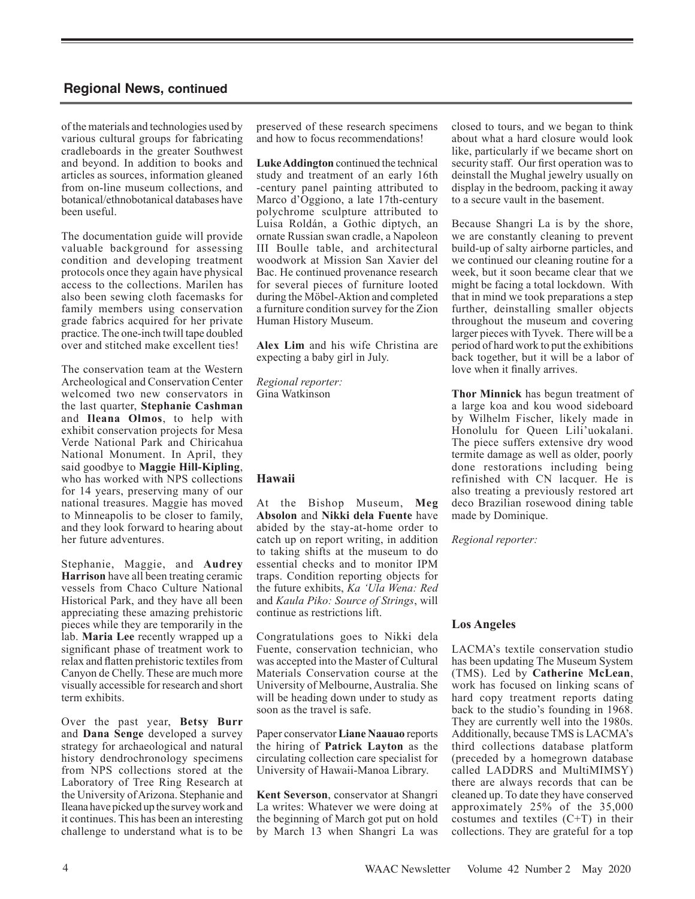## Regional News, continued

of the materials and technologies used by various cultural groups for fabricating cradleboards in the greater Southwest and beyond. In addition to books and articles as sources, information gleaned from on-line museum collections, and botanical/ethnobotanical databases have been useful.

The documentation guide will provide valuable background for assessing condition and developing treatment protocols once they again have physical access to the collections. Marilen has also been sewing cloth facemasks for family members using conservation grade fabrics acquired for her private practice. The one-inch twill tape doubled over and stitched make excellent ties!

The conservation team at the Western Archeological and Conservation Center welcomed two new conservators in the last quarter, **Stephanie Cashman** and **Ileana Olmos**, to help with exhibit conservation projects for Mesa Verde National Park and Chiricahua National Monument. In April, they said goodbye to **Maggie Hill-Kipling**, who has worked with NPS collections for 14 years, preserving many of our national treasures. Maggie has moved to Minneapolis to be closer to family, and they look forward to hearing about her future adventures.

Stephanie, Maggie, and **Audrey Harrison** have all been treating ceramic vessels from Chaco Culture National Historical Park, and they have all been appreciating these amazing prehistoric pieces while they are temporarily in the lab. **Maria Lee** recently wrapped up a significant phase of treatment work to relax and flatten prehistoric textiles from Canyon de Chelly. These are much more visually accessible for research and short term exhibits.

Over the past year, **Betsy Burr** and **Dana Senge** developed a survey strategy for archaeological and natural history dendrochronology specimens from NPS collections stored at the Laboratory of Tree Ring Research at the University of Arizona. Stephanie and Ileana have picked up the survey work and it continues. This has been an interesting challenge to understand what is to be preserved of these research specimens and how to focus recommendations!

**Luke Addington** continued the technical study and treatment of an early 16th -century panel painting attributed to Marco d'Oggiono, a late 17th-century polychrome sculpture attributed to Luisa Roldán, a Gothic diptych, an ornate Russian swan cradle, a Napoleon III Boulle table, and architectural woodwork at Mission San Xavier del Bac. He continued provenance research for several pieces of furniture looted during the Möbel-Aktion and completed a furniture condition survey for the Zion Human History Museum.

**Alex Lim** and his wife Christina are expecting a baby girl in July.

*Regional reporter:*
Gina Watkinson

### Hawaii

At the Bishop Museum, **Meg Absolon** and **Nikki dela Fuente** have abided by the stay-at-home order to catch up on report writing, in addition to taking shifts at the museum to do essential checks and to monitor IPM traps. Condition reporting objects for the future exhibits, *Ka 'Ula Wena: Red* and *Kaula Piko: Source of Strings*, will continue as restrictions lift.

Congratulations goes to Nikki dela Fuente, conservation technician, who was accepted into the Master of Cultural Materials Conservation course at the University of Melbourne, Australia. She will be heading down under to study as soon as the travel is safe.

Paper conservator **Liane Naauao** reports the hiring of **Patrick Layton** as the circulating collection care specialist for University of Hawaii-Manoa Library.

**Kent Severson**, conservator at Shangri La writes: Whatever we were doing at the beginning of March got put on hold by March 13 when Shangri La was closed to tours, and we began to think about what a hard closure would look like, particularly if we became short on security staff. Our first operation was to deinstall the Mughal jewelry usually on display in the bedroom, packing it away to a secure vault in the basement.

Because Shangri La is by the shore, we are constantly cleaning to prevent build-up of salty airborne particles, and we continued our cleaning routine for a week, but it soon became clear that we might be facing a total lockdown. With that in mind we took preparations a step further, deinstalling smaller objects throughout the museum and covering larger pieces with Tyvek. There will be a period of hard work to put the exhibitions back together, but it will be a labor of love when it finally arrives.

**Thor Minnick** has begun treatment of a large koa and kou wood sideboard by Wilhelm Fischer, likely made in Honolulu for Queen Lili'uokalani. The piece suffers extensive dry wood termite damage as well as older, poorly done restorations including being refinished with CN lacquer. He is also treating a previously restored art deco Brazilian rosewood dining table made by Dominique.

*Regional reporter:*

### Los Angeles

LACMA's textile conservation studio has been updating The Museum System (TMS). Led by **Catherine McLean**, work has focused on linking scans of hard copy treatment reports dating back to the studio's founding in 1968. They are currently well into the 1980s. Additionally, because TMS is LACMA's third collections database platform (preceded by a homegrown database called LADDRS and MultiMIMSY) there are always records that can be cleaned up. To date they have conserved approximately 25% of the 35,000 costumes and textiles (C+T) in their collections. They are grateful for a top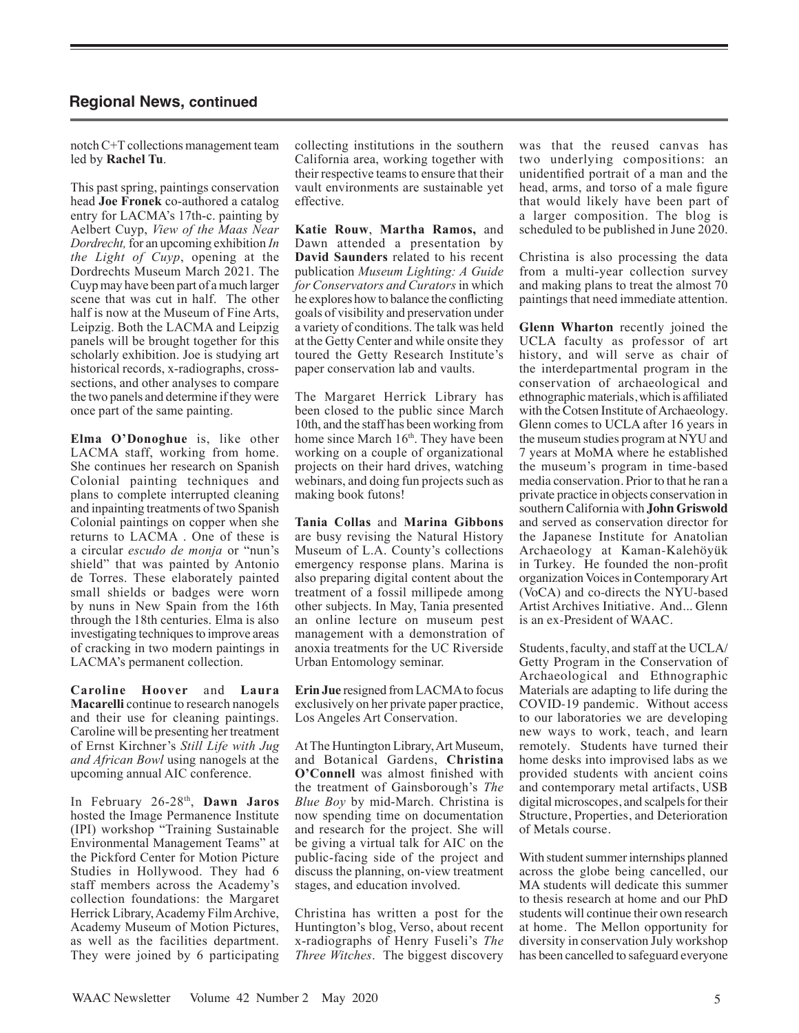## Regional News, continued

notch C+T collections management team led by **Rachel Tu**.

This past spring, paintings conservation head **Joe Fronek** co-authored a catalog entry for LACMA's 17th-c. painting by Aelbert Cuyp, *View of the Maas Near Dordrecht,* for an upcoming exhibition *In the Light of Cuyp*, opening at the Dordrechts Museum March 2021. The Cuyp may have been part of a much larger scene that was cut in half. The other half is now at the Museum of Fine Arts, Leipzig. Both the LACMA and Leipzig panels will be brought together for this scholarly exhibition. Joe is studying art historical records, x-radiographs, cross-sections, and other analyses to compare the two panels and determine if they were once part of the same painting.

**Elma O'Donoghue** is, like other LACMA staff, working from home. She continues her research on Spanish Colonial painting techniques and plans to complete interrupted cleaning and inpainting treatments of two Spanish Colonial paintings on copper when she returns to LACMA . One of these is a circular *escudo de monja* or "nun's shield" that was painted by Antonio de Torres. These elaborately painted small shields or badges were worn by nuns in New Spain from the 16th through the 18th centuries. Elma is also investigating techniques to improve areas of cracking in two modern paintings in LACMA's permanent collection.

**Caroline Hoover** and **Laura Macarelli** continue to research nanogels and their use for cleaning paintings. Caroline will be presenting her treatment of Ernst Kirchner's *Still Life with Jug and African Bowl* using nanogels at the upcoming annual AIC conference.

In February 26-28th, **Dawn Jaros** hosted the Image Permanence Institute (IPI) workshop "Training Sustainable Environmental Management Teams" at the Pickford Center for Motion Picture Studies in Hollywood. They had 6 staff members across the Academy's collection foundations: the Margaret Herrick Library, Academy Film Archive, Academy Museum of Motion Pictures, as well as the facilities department. They were joined by 6 participating collecting institutions in the southern California area, working together with their respective teams to ensure that their vault environments are sustainable yet effective.

**Katie Rouw**, **Martha Ramos,** and Dawn attended a presentation by **David Saunders** related to his recent publication *Museum Lighting: A Guide for Conservators and Curators* in which he explores how to balance the conflicting goals of visibility and preservation under a variety of conditions. The talk was held at the Getty Center and while onsite they toured the Getty Research Institute's paper conservation lab and vaults.

The Margaret Herrick Library has been closed to the public since March 10th, and the staff has been working from home since March 16th. They have been working on a couple of organizational projects on their hard drives, watching webinars, and doing fun projects such as making book futons!

**Tania Collas** and **Marina Gibbons** are busy revising the Natural History Museum of L.A. County's collections emergency response plans. Marina is also preparing digital content about the treatment of a fossil millipede among other subjects. In May, Tania presented an online lecture on museum pest management with a demonstration of anoxia treatments for the UC Riverside Urban Entomology seminar.

**Erin Jue** resigned from LACMA to focus exclusively on her private paper practice, Los Angeles Art Conservation.

At The Huntington Library, Art Museum, and Botanical Gardens, **Christina O'Connell** was almost finished with the treatment of Gainsborough's *The Blue Boy* by mid-March. Christina is now spending time on documentation and research for the project. She will be giving a virtual talk for AIC on the public-facing side of the project and discuss the planning, on-view treatment stages, and education involved.

Christina has written a post for the Huntington's blog, Verso, about recent x-radiographs of Henry Fuseli's *The Three Witches*. The biggest discovery was that the reused canvas has two underlying compositions: an unidentified portrait of a man and the head, arms, and torso of a male figure that would likely have been part of a larger composition. The blog is scheduled to be published in June 2020.

Christina is also processing the data from a multi-year collection survey and making plans to treat the almost 70 paintings that need immediate attention.

**Glenn Wharton** recently joined the UCLA faculty as professor of art history, and will serve as chair of the interdepartmental program in the conservation of archaeological and ethnographic materials, which is affiliated with the Cotsen Institute of Archaeology. Glenn comes to UCLA after 16 years in the museum studies program at NYU and 7 years at MoMA where he established the museum's program in time-based media conservation. Prior to that he ran a private practice in objects conservation in southern California with **John Griswold** and served as conservation director for the Japanese Institute for Anatolian Archaeology at Kaman-Kalehöyük in Turkey. He founded the non-profit organization Voices in Contemporary Art (VoCA) and co-directs the NYU-based Artist Archives Initiative. And... Glenn is an ex-President of WAAC.

Students, faculty, and staff at the UCLA/Getty Program in the Conservation of Archaeological and Ethnographic Materials are adapting to life during the COVID-19 pandemic. Without access to our laboratories we are developing new ways to work, teach, and learn remotely. Students have turned their home desks into improvised labs as we provided students with ancient coins and contemporary metal artifacts, USB digital microscopes, and scalpels for their Structure, Properties, and Deterioration of Metals course.

With student summer internships planned across the globe being cancelled, our MA students will dedicate this summer to thesis research at home and our PhD students will continue their own research at home. The Mellon opportunity for diversity in conservation July workshop has been cancelled to safeguard everyone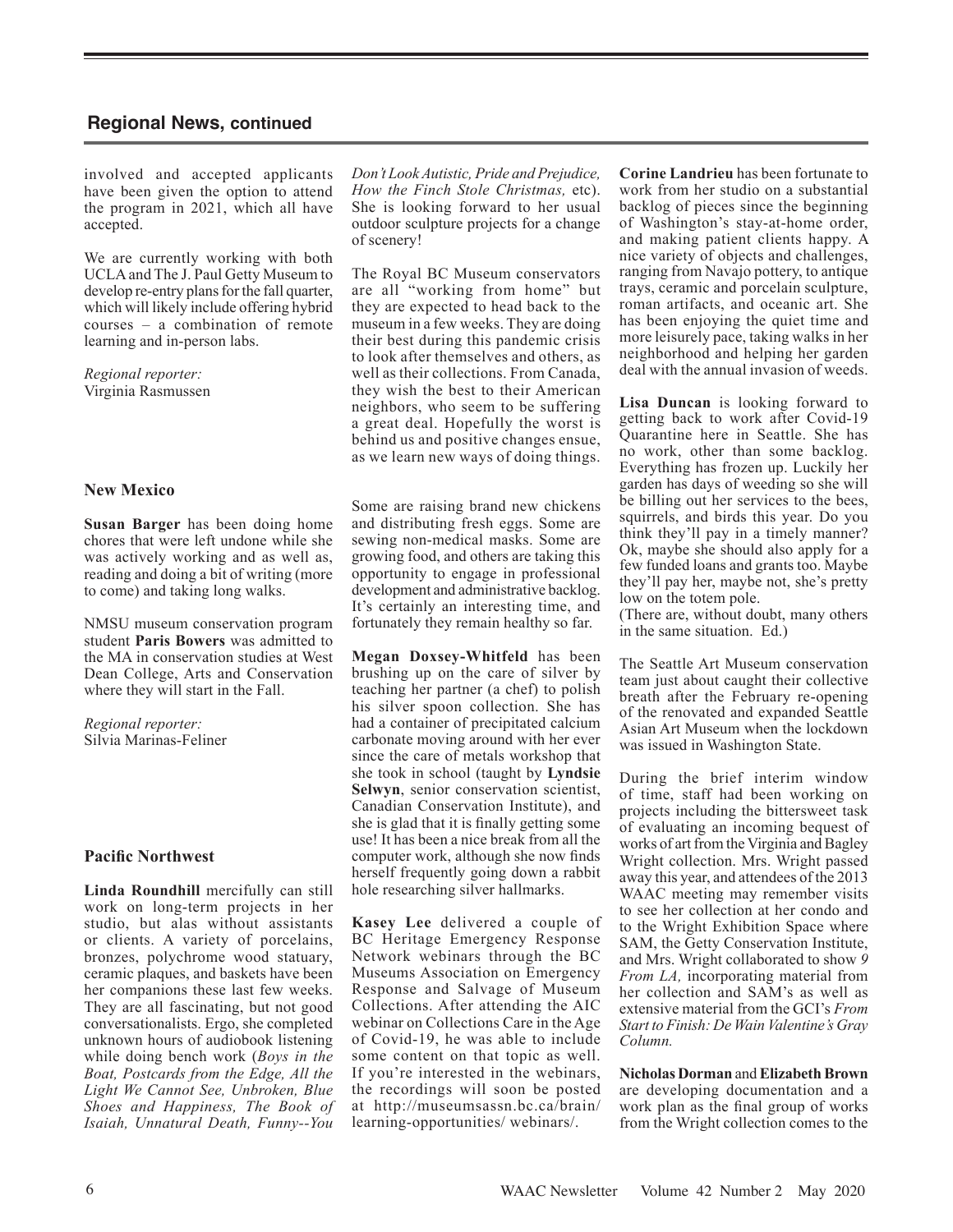## Regional News, continued

involved and accepted applicants have been given the option to attend the program in 2021, which all have accepted.

We are currently working with both UCLA and The J. Paul Getty Museum to develop re-entry plans for the fall quarter, which will likely include offering hybrid courses – a combination of remote learning and in-person labs.

*Regional reporter:*
Virginia Rasmussen

### New Mexico

**Susan Barger** has been doing home chores that were left undone while she was actively working and as well as, reading and doing a bit of writing (more to come) and taking long walks.

NMSU museum conservation program student **Paris Bowers** was admitted to the MA in conservation studies at West Dean College, Arts and Conservation where they will start in the Fall.

*Regional reporter:*
Silvia Marinas-Feliner

### Pacific Northwest

**Linda Roundhill** mercifully can still work on long-term projects in her studio, but alas without assistants or clients. A variety of porcelains, bronzes, polychrome wood statuary, ceramic plaques, and baskets have been her companions these last few weeks. They are all fascinating, but not good conversationalists. Ergo, she completed unknown hours of audiobook listening while doing bench work (*Boys in the Boat, Postcards from the Edge, All the Light We Cannot See, Unbroken, Blue Shoes and Happiness, The Book of Isaiah, Unnatural Death, Funny--You Don't Look Autistic, Pride and Prejudice, How the Finch Stole Christmas,* etc). She is looking forward to her usual outdoor sculpture projects for a change of scenery!

The Royal BC Museum conservators are all "working from home" but they are expected to head back to the museum in a few weeks. They are doing their best during this pandemic crisis to look after themselves and others, as well as their collections. From Canada, they wish the best to their American neighbors, who seem to be suffering a great deal. Hopefully the worst is behind us and positive changes ensue, as we learn new ways of doing things.

Some are raising brand new chickens and distributing fresh eggs. Some are sewing non-medical masks. Some are growing food, and others are taking this opportunity to engage in professional development and administrative backlog. It's certainly an interesting time, and fortunately they remain healthy so far.

**Megan Doxsey-Whitfeld** has been brushing up on the care of silver by teaching her partner (a chef) to polish his silver spoon collection. She has had a container of precipitated calcium carbonate moving around with her ever since the care of metals workshop that she took in school (taught by **Lyndsie Selwyn**, senior conservation scientist, Canadian Conservation Institute), and she is glad that it is finally getting some use! It has been a nice break from all the computer work, although she now finds herself frequently going down a rabbit hole researching silver hallmarks.

**Kasey Lee** delivered a couple of BC Heritage Emergency Response Network webinars through the BC Museums Association on Emergency Response and Salvage of Museum Collections. After attending the AIC webinar on Collections Care in the Age of Covid-19, he was able to include some content on that topic as well. If you're interested in the webinars, the recordings will soon be posted at http://museumsassn.bc.ca/brain/learning-opportunities/ webinars/.

**Corine Landrieu** has been fortunate to work from her studio on a substantial backlog of pieces since the beginning of Washington's stay-at-home order, and making patient clients happy. A nice variety of objects and challenges, ranging from Navajo pottery, to antique trays, ceramic and porcelain sculpture, roman artifacts, and oceanic art. She has been enjoying the quiet time and more leisurely pace, taking walks in her neighborhood and helping her garden deal with the annual invasion of weeds.

**Lisa Duncan** is looking forward to getting back to work after Covid-19 Quarantine here in Seattle. She has no work, other than some backlog. Everything has frozen up. Luckily her garden has days of weeding so she will be billing out her services to the bees, squirrels, and birds this year. Do you think they'll pay in a timely manner? Ok, maybe she should also apply for a few funded loans and grants too. Maybe they'll pay her, maybe not, she's pretty low on the totem pole.
(There are, without doubt, many others in the same situation. Ed.)

The Seattle Art Museum conservation team just about caught their collective breath after the February re-opening of the renovated and expanded Seattle Asian Art Museum when the lockdown was issued in Washington State.

During the brief interim window of time, staff had been working on projects including the bittersweet task of evaluating an incoming bequest of works of art from the Virginia and Bagley Wright collection. Mrs. Wright passed away this year, and attendees of the 2013 WAAC meeting may remember visits to see her collection at her condo and to the Wright Exhibition Space where SAM, the Getty Conservation Institute, and Mrs. Wright collaborated to show *9 From LA,* incorporating material from her collection and SAM's as well as extensive material from the GCI's *From Start to Finish: De Wain Valentine's Gray Column.*

**Nicholas Dorman** and **Elizabeth Brown** are developing documentation and a work plan as the final group of works from the Wright collection comes to the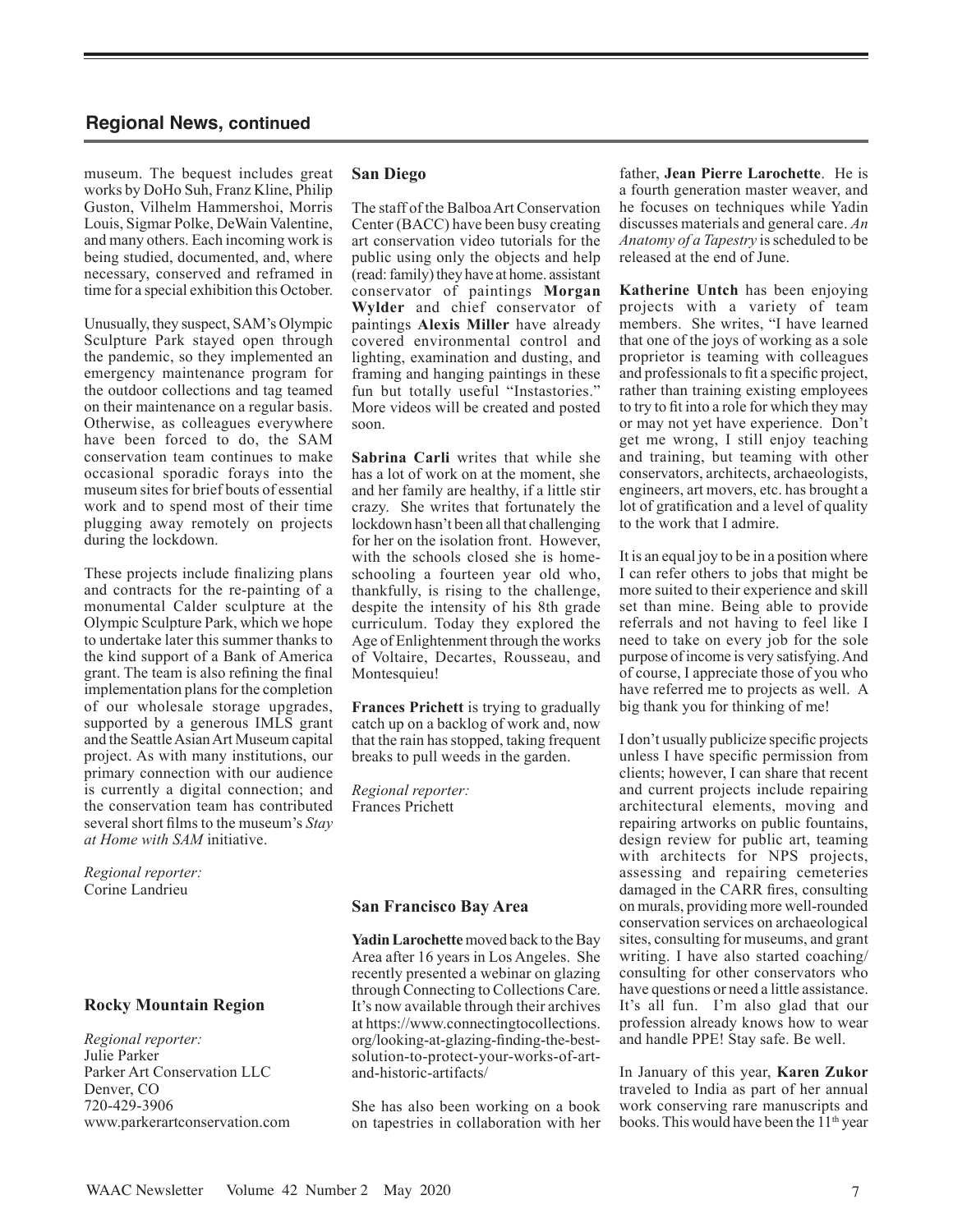## Regional News, continued

museum. The bequest includes great works by DoHo Suh, Franz Kline, Philip Guston, Vilhelm Hammershoi, Morris Louis, Sigmar Polke, DeWain Valentine, and many others. Each incoming work is being studied, documented, and, where necessary, conserved and reframed in time for a special exhibition this October.

Unusually, they suspect, SAM's Olympic Sculpture Park stayed open through the pandemic, so they implemented an emergency maintenance program for the outdoor collections and tag teamed on their maintenance on a regular basis. Otherwise, as colleagues everywhere have been forced to do, the SAM conservation team continues to make occasional sporadic forays into the museum sites for brief bouts of essential work and to spend most of their time plugging away remotely on projects during the lockdown.

These projects include finalizing plans and contracts for the re-painting of a monumental Calder sculpture at the Olympic Sculpture Park, which we hope to undertake later this summer thanks to the kind support of a Bank of America grant. The team is also refining the final implementation plans for the completion of our wholesale storage upgrades, supported by a generous IMLS grant and the Seattle Asian Art Museum capital project. As with many institutions, our primary connection with our audience is currently a digital connection; and the conservation team has contributed several short films to the museum's *Stay at Home with SAM* initiative.

*Regional reporter:*
Corine Landrieu

### Rocky Mountain Region

*Regional reporter:*
Julie Parker
Parker Art Conservation LLC
Denver, CO
720-429-3906
www.parkerartconservation.com

### San Diego

The staff of the Balboa Art Conservation Center (BACC) have been busy creating art conservation video tutorials for the public using only the objects and help (read: family) they have at home. assistant conservator of paintings **Morgan Wylder** and chief conservator of paintings **Alexis Miller** have already covered environmental control and lighting, examination and dusting, and framing and hanging paintings in these fun but totally useful "Instastories." More videos will be created and posted soon.

**Sabrina Carli** writes that while she has a lot of work on at the moment, she and her family are healthy, if a little stir crazy. She writes that fortunately the lockdown hasn't been all that challenging for her on the isolation front. However, with the schools closed she is home-schooling a fourteen year old who, thankfully, is rising to the challenge, despite the intensity of his 8th grade curriculum. Today they explored the Age of Enlightenment through the works of Voltaire, Decartes, Rousseau, and Montesquieu!

**Frances Prichett** is trying to gradually catch up on a backlog of work and, now that the rain has stopped, taking frequent breaks to pull weeds in the garden.

*Regional reporter:*
Frances Prichett

### San Francisco Bay Area

**Yadin Larochette** moved back to the Bay Area after 16 years in Los Angeles. She recently presented a webinar on glazing through Connecting to Collections Care. It's now available through their archives at https://www.connectingtocollections.org/looking-at-glazing-finding-the-best-solution-to-protect-your-works-of-art-and-historic-artifacts/

She has also been working on a book on tapestries in collaboration with her father, **Jean Pierre Larochette**. He is a fourth generation master weaver, and he focuses on techniques while Yadin discusses materials and general care. *An Anatomy of a Tapestry* is scheduled to be released at the end of June.

**Katherine Untch** has been enjoying projects with a variety of team members. She writes, "I have learned that one of the joys of working as a sole proprietor is teaming with colleagues and professionals to fit a specific project, rather than training existing employees to try to fit into a role for which they may or may not yet have experience. Don't get me wrong, I still enjoy teaching and training, but teaming with other conservators, architects, archaeologists, engineers, art movers, etc. has brought a lot of gratification and a level of quality to the work that I admire.

It is an equal joy to be in a position where I can refer others to jobs that might be more suited to their experience and skill set than mine. Being able to provide referrals and not having to feel like I need to take on every job for the sole purpose of income is very satisfying. And of course, I appreciate those of you who have referred me to projects as well. A big thank you for thinking of me!

I don't usually publicize specific projects unless I have specific permission from clients; however, I can share that recent and current projects include repairing architectural elements, moving and repairing artworks on public fountains, design review for public art, teaming with architects for NPS projects, assessing and repairing cemeteries damaged in the CARR fires, consulting on murals, providing more well-rounded conservation services on archaeological sites, consulting for museums, and grant writing. I have also started coaching/consulting for other conservators who have questions or need a little assistance. It's all fun. I'm also glad that our profession already knows how to wear and handle PPE! Stay safe. Be well.

In January of this year, **Karen Zukor** traveled to India as part of her annual work conserving rare manuscripts and books. This would have been the 11th year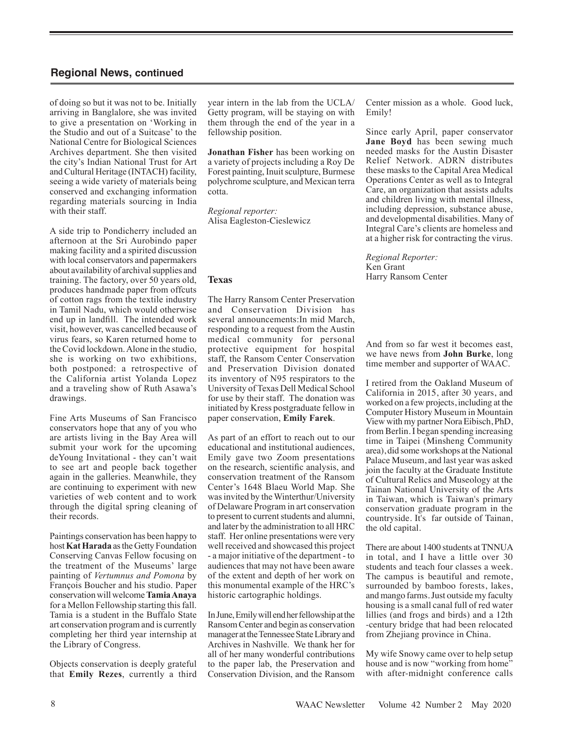## Regional News, continued

of doing so but it was not to be. Initially arriving in Banglalore, she was invited to give a presentation on 'Working in the Studio and out of a Suitcase' to the National Centre for Biological Sciences Archives department. She then visited the city's Indian National Trust for Art and Cultural Heritage (INTACH) facility, seeing a wide variety of materials being conserved and exchanging information regarding materials sourcing in India with their staff.

A side trip to Pondicherry included an afternoon at the Sri Aurobindo paper making facility and a spirited discussion with local conservators and papermakers about availability of archival supplies and training. The factory, over 50 years old, produces handmade paper from offcuts of cotton rags from the textile industry in Tamil Nadu, which would otherwise end up in landfill. The intended work visit, however, was cancelled because of virus fears, so Karen returned home to the Covid lockdown. Alone in the studio, she is working on two exhibitions, both postponed: a retrospective of the California artist Yolanda Lopez and a traveling show of Ruth Asawa's drawings.

Fine Arts Museums of San Francisco conservators hope that any of you who are artists living in the Bay Area will submit your work for the upcoming deYoung Invitational - they can't wait to see art and people back together again in the galleries. Meanwhile, they are continuing to experiment with new varieties of web content and to work through the digital spring cleaning of their records.

Paintings conservation has been happy to host **Kat Harada** as the Getty Foundation Conserving Canvas Fellow focusing on the treatment of the Museums' large painting of *Vertumnus and Pomona* by François Boucher and his studio. Paper conservation will welcome **Tamia Anaya** for a Mellon Fellowship starting this fall. Tamia is a student in the Buffalo State art conservation program and is currently completing her third year internship at the Library of Congress.

Objects conservation is deeply grateful that **Emily Rezes**, currently a third year intern in the lab from the UCLA/ Getty program, will be staying on with them through the end of the year in a fellowship position.

**Jonathan Fisher** has been working on a variety of projects including a Roy De Forest painting, Inuit sculpture, Burmese polychrome sculpture, and Mexican terra cotta.

*Regional reporter:*
Alisa Eagleston-Cieslewicz

### Texas

The Harry Ransom Center Preservation and Conservation Division has several announcements:In mid March, responding to a request from the Austin medical community for personal protective equipment for hospital staff, the Ransom Center Conservation and Preservation Division donated its inventory of N95 respirators to the University of Texas Dell Medical School for use by their staff. The donation was initiated by Kress postgraduate fellow in paper conservation, **Emily Farek**.

As part of an effort to reach out to our educational and institutional audiences, Emily gave two Zoom presentations on the research, scientific analysis, and conservation treatment of the Ransom Center's 1648 Blaeu World Map. She was invited by the Winterthur/University of Delaware Program in art conservation to present to current students and alumni, and later by the administration to all HRC staff. Her online presentations were very well received and showcased this project - a major initiative of the department - to audiences that may not have been aware of the extent and depth of her work on this monumental example of the HRC's historic cartographic holdings.

In June, Emily will end her fellowship at the Ransom Center and begin as conservation manager at the Tennessee State Library and Archives in Nashville. We thank her for all of her many wonderful contributions to the paper lab, the Preservation and Conservation Division, and the Ransom Center mission as a whole. Good luck, Emily!

Since early April, paper conservator **Jane Boyd** has been sewing much needed masks for the Austin Disaster Relief Network. ADRN distributes these masks to the Capital Area Medical Operations Center as well as to Integral Care, an organization that assists adults and children living with mental illness, including depression, substance abuse, and developmental disabilities. Many of Integral Care's clients are homeless and at a higher risk for contracting the virus.

*Regional Reporter:*
Ken Grant
Harry Ransom Center

And from so far west it becomes east, we have news from **John Burke**, long time member and supporter of WAAC.

I retired from the Oakland Museum of California in 2015, after 30 years, and worked on a few projects, including at the Computer History Museum in Mountain View with my partner Nora Eibisch, PhD, from Berlin. I began spending increasing time in Taipei (Minsheng Community area), did some workshops at the National Palace Museum, and last year was asked join the faculty at the Graduate Institute of Cultural Relics and Museology at the Tainan National University of the Arts in Taiwan, which is Taiwan's primary conservation graduate program in the countryside. It's far outside of Tainan, the old capital.

There are about 1400 students at TNNUA in total, and I have a little over 30 students and teach four classes a week. The campus is beautiful and remote, surrounded by bamboo forests, lakes, and mango farms. Just outside my faculty housing is a small canal full of red water lillies (and frogs and birds) and a 12th -century bridge that had been relocated from Zhejiang province in China.

My wife Snowy came over to help setup house and is now "working from home" with after-midnight conference calls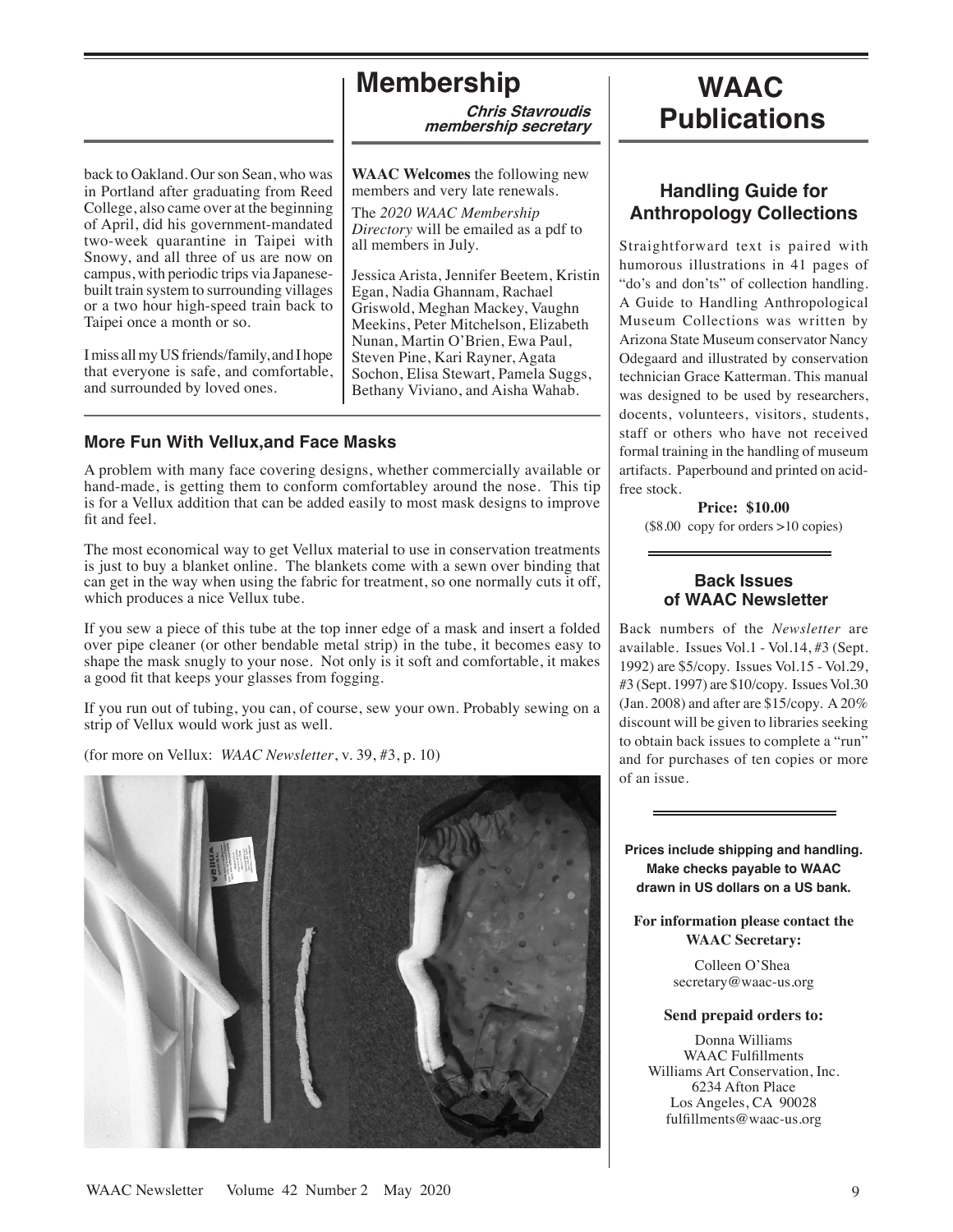back to Oakland. Our son Sean, who was in Portland after graduating from Reed College, also came over at the beginning of April, did his government-mandated two-week quarantine in Taipei with Snowy, and all three of us are now on campus, with periodic trips via Japanese-built train system to surrounding villages or a two hour high-speed train back to Taipei once a month or so.

I miss all my US friends/family, and I hope that everyone is safe, and comfortable, and surrounded by loved ones.

# Membership

***Chris Stavroudis***
***membership secretary***

**WAAC Welcomes** the following new members and very late renewals.

The *2020 WAAC Membership Directory* will be emailed as a pdf to all members in July.

Jessica Arista, Jennifer Beetem, Kristin Egan, Nadia Ghannam, Rachael Griswold, Meghan Mackey, Vaughn Meekins, Peter Mitchelson, Elizabeth Nunan, Martin O'Brien, Ewa Paul, Steven Pine, Kari Rayner, Agata Sochon, Elisa Stewart, Pamela Suggs, Bethany Viviano, and Aisha Wahab.

### More Fun With Vellux,and Face Masks

A problem with many face covering designs, whether commercially available or hand-made, is getting them to conform comfortabley around the nose. This tip is for a Vellux addition that can be added easily to most mask designs to improve fit and feel.

The most economical way to get Vellux material to use in conservation treatments is just to buy a blanket online. The blankets come with a sewn over binding that can get in the way when using the fabric for treatment, so one normally cuts it off, which produces a nice Vellux tube.

If you sew a piece of this tube at the top inner edge of a mask and insert a folded over pipe cleaner (or other bendable metal strip) in the tube, it becomes easy to shape the mask snugly to your nose. Not only is it soft and comfortable, it makes a good fit that keeps your glasses from fogging.

If you run out of tubing, you can, of course, sew your own. Probably sewing on a strip of Vellux would work just as well.

(for more on Vellux: *WAAC Newsletter*, v. 39, #3, p. 10)

# WAAC Publications

### Handling Guide for Anthropology Collections

Straightforward text is paired with humorous illustrations in 41 pages of "do's and don'ts" of collection handling. A Guide to Handling Anthropological Museum Collections was written by Arizona State Museum conservator Nancy Odegaard and illustrated by conservation technician Grace Katterman. This manual was designed to be used by researchers, docents, volunteers, visitors, students, staff or others who have not received formal training in the handling of museum artifacts. Paperbound and printed on acid-free stock.

**Price: $10.00**

($8.00 copy for orders >10 copies)

### Back Issues of WAAC Newsletter

Back numbers of the *Newsletter* are available. Issues Vol.1 - Vol.14, #3 (Sept. 1992) are $5/copy. Issues Vol.15 - Vol.29, #3 (Sept. 1997) are $10/copy. Issues Vol.30 (Jan. 2008) and after are $15/copy. A 20% discount will be given to libraries seeking to obtain back issues to complete a "run" and for purchases of ten copies or more of an issue.

**Prices include shipping and handling. Make checks payable to WAAC drawn in US dollars on a US bank.**

**For information please contact the WAAC Secretary:**

Colleen O'Shea
secretary@waac-us.org

**Send prepaid orders to:**

Donna Williams
WAAC Fulfillments
Williams Art Conservation, Inc.
6234 Afton Place
Los Angeles, CA 90028
fulfillments@waac-us.org